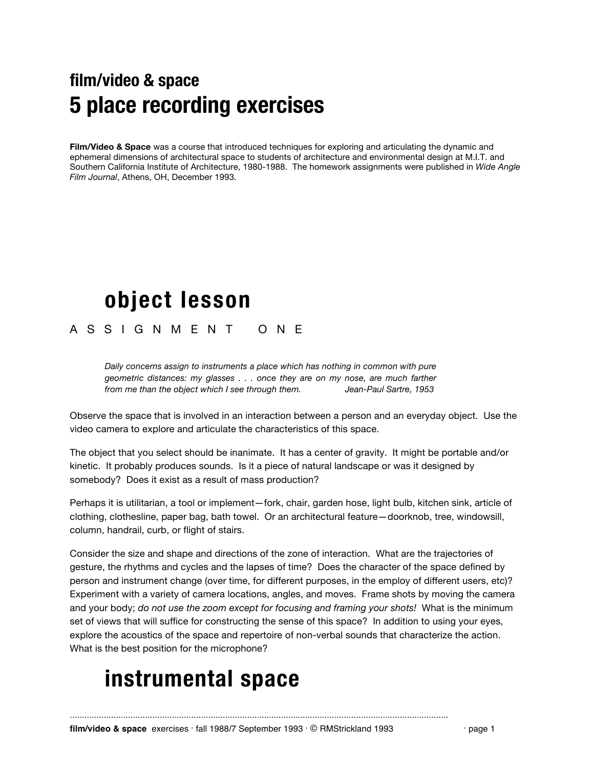## film/video & space
# 5 place recording exercises

**Film/Video & Space** was a course that introduced techniques for exploring and articulating the dynamic and ephemeral dimensions of architectural space to students of architecture and environmental design at M.I.T. and Southern California Institute of Architecture, 1980-1988. The homework assignments were published in *Wide Angle Film Journal*, Athens, OH, December 1993.

# object lesson

A S S I G N M E N T  O N E

> *Daily concerns assign to instruments a place which has nothing in common with pure geometric distances: my glasses . . . once they are on my nose, are much farther from me than the object which I see through them.* — *Jean-Paul Sartre, 1953*

Observe the space that is involved in an interaction between a person and an everyday object. Use the video camera to explore and articulate the characteristics of this space.

The object that you select should be inanimate. It has a center of gravity. It might be portable and/or kinetic. It probably produces sounds. Is it a piece of natural landscape or was it designed by somebody? Does it exist as a result of mass production?

Perhaps it is utilitarian, a tool or implement—fork, chair, garden hose, light bulb, kitchen sink, article of clothing, clothesline, paper bag, bath towel. Or an architectural feature—doorknob, tree, windowsill, column, handrail, curb, or flight of stairs.

Consider the size and shape and directions of the zone of interaction. What are the trajectories of gesture, the rhythms and cycles and the lapses of time? Does the character of the space defined by person and instrument change (over time, for different purposes, in the employ of different users, etc)? Experiment with a variety of camera locations, angles, and moves. Frame shots by moving the camera and your body; *do not use the zoom except for focusing and framing your shots!* What is the minimum set of views that will suffice for constructing the sense of this space? In addition to using your eyes, explore the acoustics of the space and repertoire of non-verbal sounds that characterize the action. What is the best position for the microphone?

# instrumental space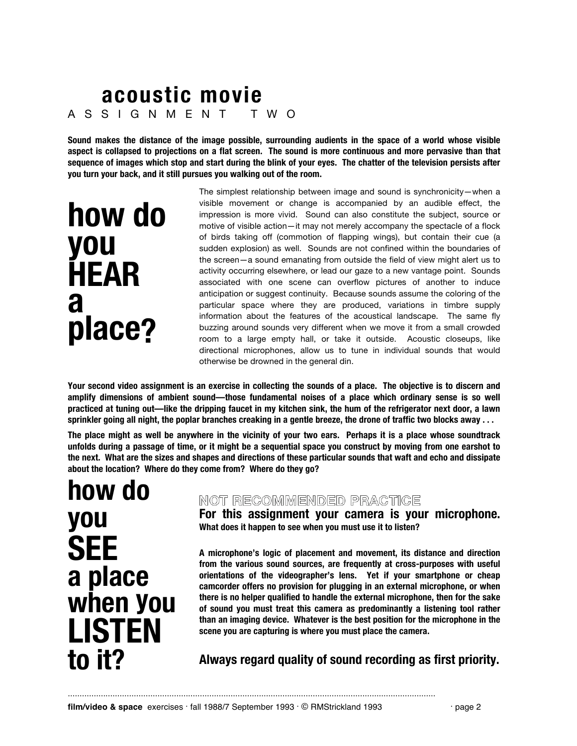# acoustic movie

## ASSIGNMENT TWO

**Sound makes the distance of the image possible, surrounding audients in the space of a world whose visible aspect is collapsed to projections on a flat screen. The sound is more continuous and more pervasive than that sequence of images which stop and start during the blink of your eyes. The chatter of the television persists after you turn your back, and it still pursues you walking out of the room.**

## how do you HEAR a place?

The simplest relationship between image and sound is synchronicity—when a visible movement or change is accompanied by an audible effect, the impression is more vivid. Sound can also constitute the subject, source or motive of visible action—it may not merely accompany the spectacle of a flock of birds taking off (commotion of flapping wings), but contain their cue (a sudden explosion) as well. Sounds are not confined within the boundaries of the screen—a sound emanating from outside the field of view might alert us to activity occurring elsewhere, or lead our gaze to a new vantage point. Sounds associated with one scene can overflow pictures of another to induce anticipation or suggest continuity. Because sounds assume the coloring of the particular space where they are produced, variations in timbre supply information about the features of the acoustical landscape. The same fly buzzing around sounds very different when we move it from a small crowded room to a large empty hall, or take it outside. Acoustic closeups, like directional microphones, allow us to tune in individual sounds that would otherwise be drowned in the general din.

**Your second video assignment is an exercise in collecting the sounds of a place. The objective is to discern and amplify dimensions of ambient sound—those fundamental noises of a place which ordinary sense is so well practiced at tuning out—like the dripping faucet in my kitchen sink, the hum of the refrigerator next door, a lawn sprinkler going all night, the poplar branches creaking in a gentle breeze, the drone of traffic two blocks away . . .**

**The place might as well be anywhere in the vicinity of your two ears. Perhaps it is a place whose soundtrack unfolds during a passage of time, or it might be a sequential space you construct by moving from one earshot to the next. What are the sizes and shapes and directions of these particular sounds that waft and echo and dissipate about the location? Where do they come from? Where do they go?**

## how do you SEE a place when you LISTEN to it?

### NOT RECOMMENDED PRACTICE

**For this assignment your camera is your microphone.**
**What does it happen to see when you must use it to listen?**

**A microphone's logic of placement and movement, its distance and direction from the various sound sources, are frequently at cross-purposes with useful orientations of the videographer's lens. Yet if your smartphone or cheap camcorder offers no provision for plugging in an external microphone, or when there is no helper qualified to handle the external microphone, then for the sake of sound you must treat this camera as predominantly a listening tool rather than an imaging device. Whatever is the best position for the microphone in the scene you are capturing is where you must place the camera.**

**Always regard quality of sound recording as first priority.**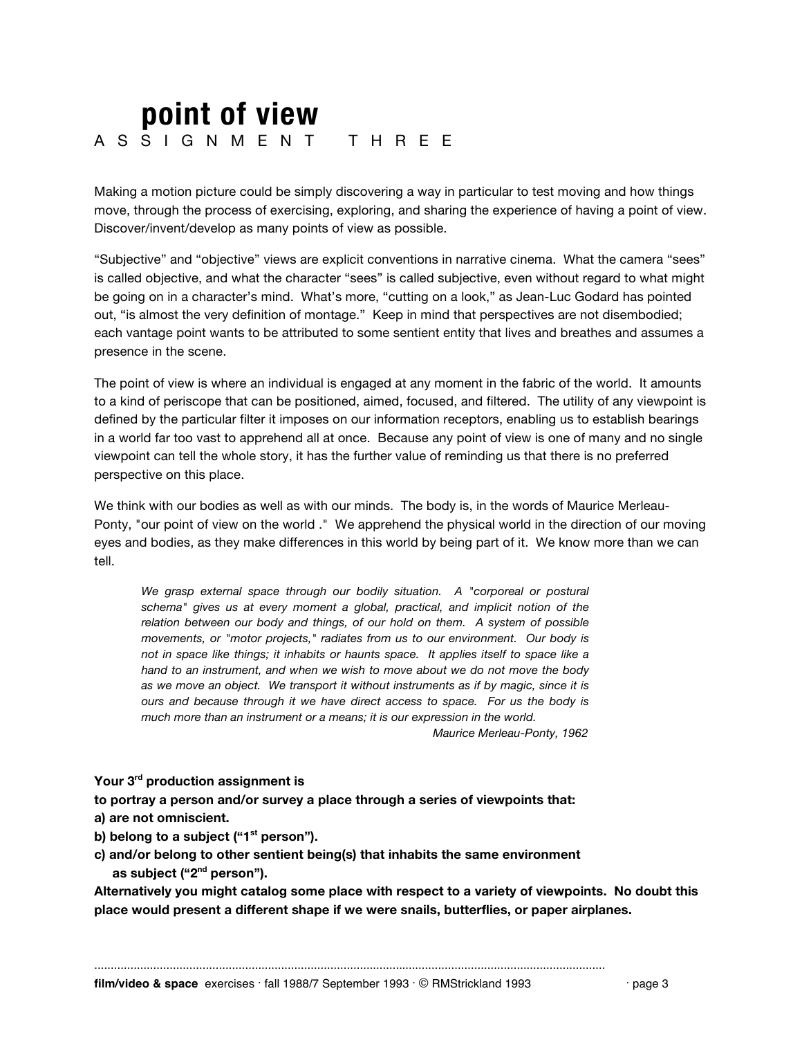# point of view

## ASSIGNMENT THREE

Making a motion picture could be simply discovering a way in particular to test moving and how things move, through the process of exercising, exploring, and sharing the experience of having a point of view. Discover/invent/develop as many points of view as possible.

"Subjective" and "objective" views are explicit conventions in narrative cinema. What the camera "sees" is called objective, and what the character "sees" is called subjective, even without regard to what might be going on in a character's mind. What's more, "cutting on a look," as Jean-Luc Godard has pointed out, "is almost the very definition of montage." Keep in mind that perspectives are not disembodied; each vantage point wants to be attributed to some sentient entity that lives and breathes and assumes a presence in the scene.

The point of view is where an individual is engaged at any moment in the fabric of the world. It amounts to a kind of periscope that can be positioned, aimed, focused, and filtered. The utility of any viewpoint is defined by the particular filter it imposes on our information receptors, enabling us to establish bearings in a world far too vast to apprehend all at once. Because any point of view is one of many and no single viewpoint can tell the whole story, it has the further value of reminding us that there is no preferred perspective on this place.

We think with our bodies as well as with our minds. The body is, in the words of Maurice Merleau-Ponty, "our point of view on the world ." We apprehend the physical world in the direction of our moving eyes and bodies, as they make differences in this world by being part of it. We know more than we can tell.

> *We grasp external space through our bodily situation. A "corporeal or postural schema" gives us at every moment a global, practical, and implicit notion of the relation between our body and things, of our hold on them. A system of possible movements, or "motor projects," radiates from us to our environment. Our body is not in space like things; it inhabits or haunts space. It applies itself to space like a hand to an instrument, and when we wish to move about we do not move the body as we move an object. We transport it without instruments as if by magic, since it is ours and because through it we have direct access to space. For us the body is much more than an instrument or a means; it is our expression in the world.*
>
> *Maurice Merleau-Ponty, 1962*

**Your 3rd production assignment is**
**to portray a person and/or survey a place through a series of viewpoints that:**
**a) are not omniscient.**
**b) belong to a subject ("1st person").**
**c) and/or belong to other sentient being(s) that inhabits the same environment as subject ("2nd person").**
**Alternatively you might catalog some place with respect to a variety of viewpoints. No doubt this place would present a different shape if we were snails, butterflies, or paper airplanes.**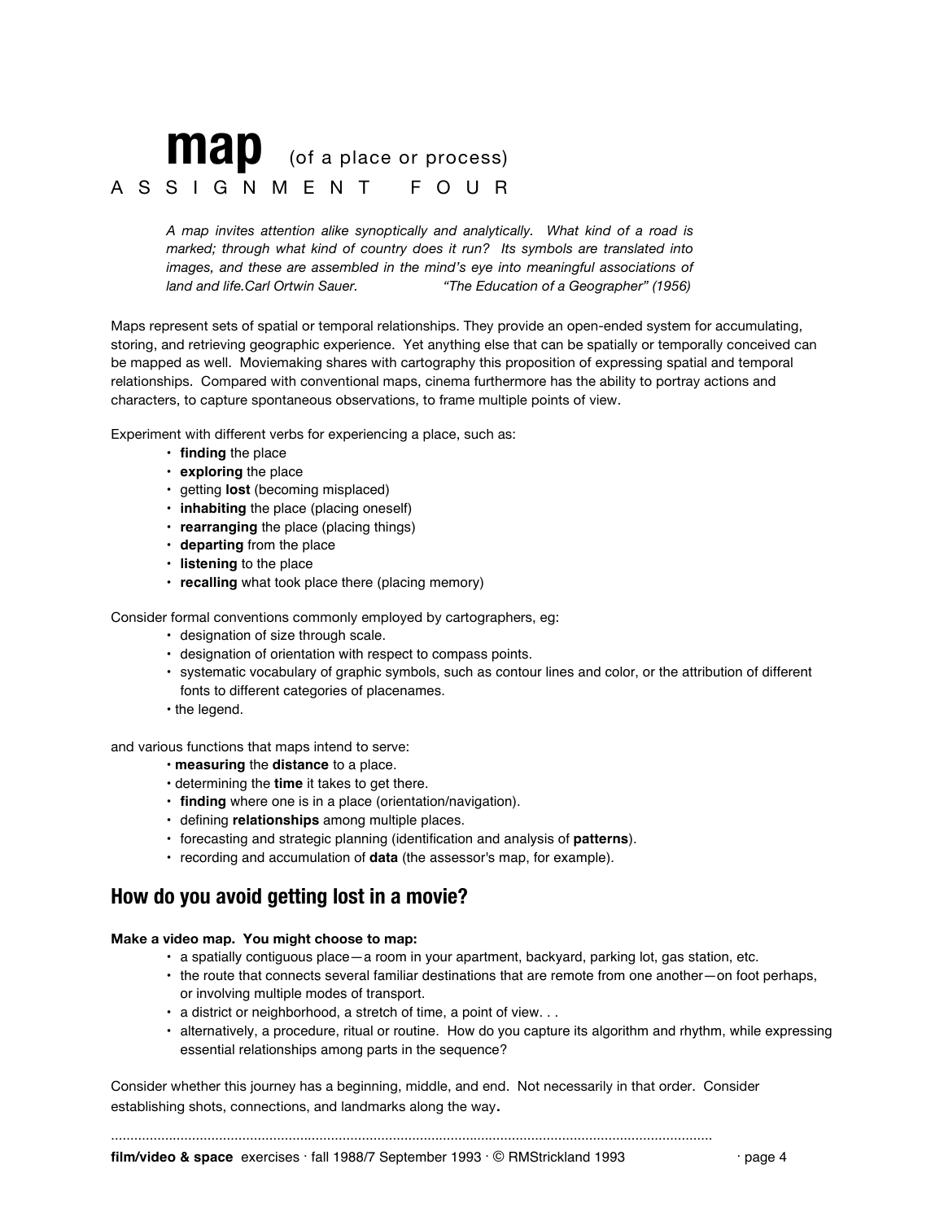# **map** (of a place or process)

## A S S I G N M E N T  F O U R

> *A map invites attention alike synoptically and analytically. What kind of a road is marked; through what kind of country does it run? Its symbols are translated into images, and these are assembled in the mind's eye into meaningful associations of land and life.Carl Ortwin Sauer. "The Education of a Geographer" (1956)*

Maps represent sets of spatial or temporal relationships. They provide an open-ended system for accumulating, storing, and retrieving geographic experience. Yet anything else that can be spatially or temporally conceived can be mapped as well. Moviemaking shares with cartography this proposition of expressing spatial and temporal relationships. Compared with conventional maps, cinema furthermore has the ability to portray actions and characters, to capture spontaneous observations, to frame multiple points of view.

Experiment with different verbs for experiencing a place, such as:

- **finding** the place
- **exploring** the place
- getting **lost** (becoming misplaced)
- **inhabiting** the place (placing oneself)
- **rearranging** the place (placing things)
- **departing** from the place
- **listening** to the place
- **recalling** what took place there (placing memory)

Consider formal conventions commonly employed by cartographers, eg:

- designation of size through scale.
- designation of orientation with respect to compass points.
- systematic vocabulary of graphic symbols, such as contour lines and color, or the attribution of different fonts to different categories of placenames.
- the legend.

and various functions that maps intend to serve:

- **measuring** the **distance** to a place.
- determining the **time** it takes to get there.
- **finding** where one is in a place (orientation/navigation).
- defining **relationships** among multiple places.
- forecasting and strategic planning (identification and analysis of **patterns**).
- recording and accumulation of **data** (the assessor's map, for example).

## How do you avoid getting lost in a movie?

**Make a video map. You might choose to map:**

- a spatially contiguous place—a room in your apartment, backyard, parking lot, gas station, etc.
- the route that connects several familiar destinations that are remote from one another—on foot perhaps, or involving multiple modes of transport.
- a district or neighborhood, a stretch of time, a point of view. . .
- alternatively, a procedure, ritual or routine. How do you capture its algorithm and rhythm, while expressing essential relationships among parts in the sequence?

Consider whether this journey has a beginning, middle, and end. Not necessarily in that order. Consider establishing shots, connections, and landmarks along the way.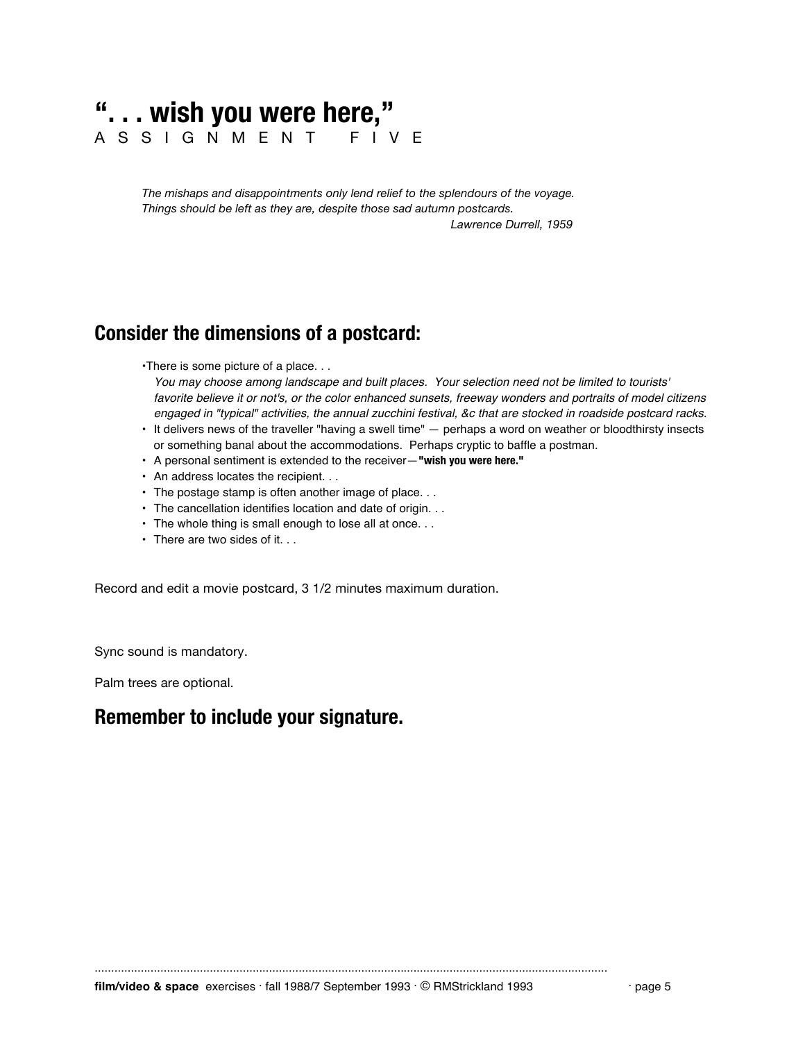# “. . . wish you were here,”

## ASSIGNMENT FIVE

> *The mishaps and disappointments only lend relief to the splendours of the voyage. Things should be left as they are, despite those sad autumn postcards.*
>
> *Lawrence Durrell, 1959*

## Consider the dimensions of a postcard:

- There is some picture of a place. . .
  *You may choose among landscape and built places. Your selection need not be limited to tourists' favorite believe it or not's, or the color enhanced sunsets, freeway wonders and portraits of model citizens engaged in "typical" activities, the annual zucchini festival, &c that are stocked in roadside postcard racks.*
- It delivers news of the traveller "having a swell time" — perhaps a word on weather or bloodthirsty insects or something banal about the accommodations. Perhaps cryptic to baffle a postman.
- A personal sentiment is extended to the receiver—**"wish you were here."**
- An address locates the recipient. . .
- The postage stamp is often another image of place. . .
- The cancellation identifies location and date of origin. . .
- The whole thing is small enough to lose all at once. . .
- There are two sides of it. . .

Record and edit a movie postcard, 3 1/2 minutes maximum duration.

Sync sound is mandatory.

Palm trees are optional.

## Remember to include your signature.